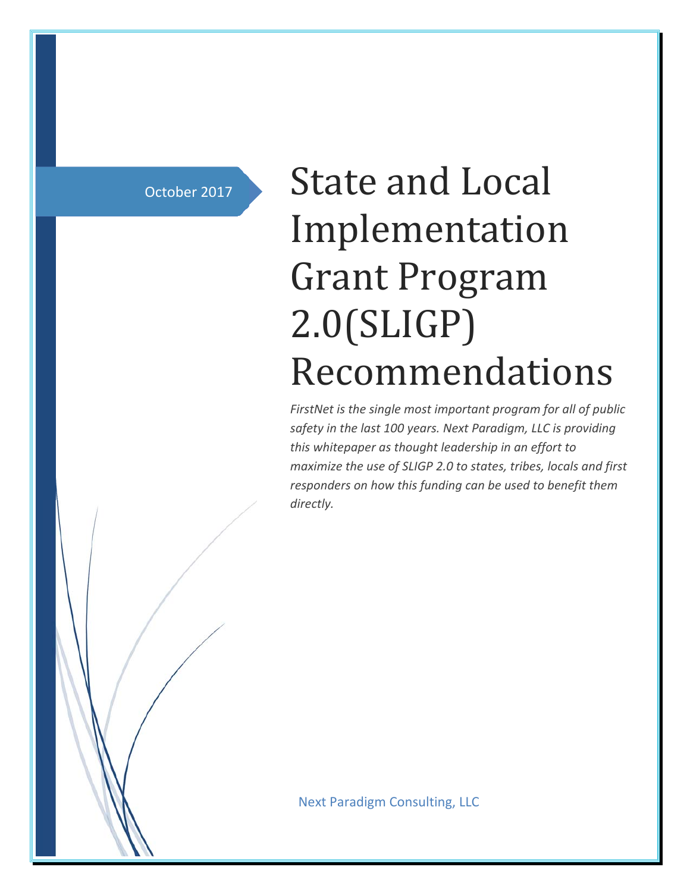October 2017

# State and Local Implementation Grant Program 2.0(SLIGP) Recommendations

*FirstNet is the single most important program for all of public safety in the last 100 years. Next Paradigm, LLC is providing this whitepaper as thought leadership in an effort to maximize the use of SLIGP 2.0 to states, tribes, locals and first responders on how this funding can be used to benefit them directly.*

Next Paradigm Consulting, LLC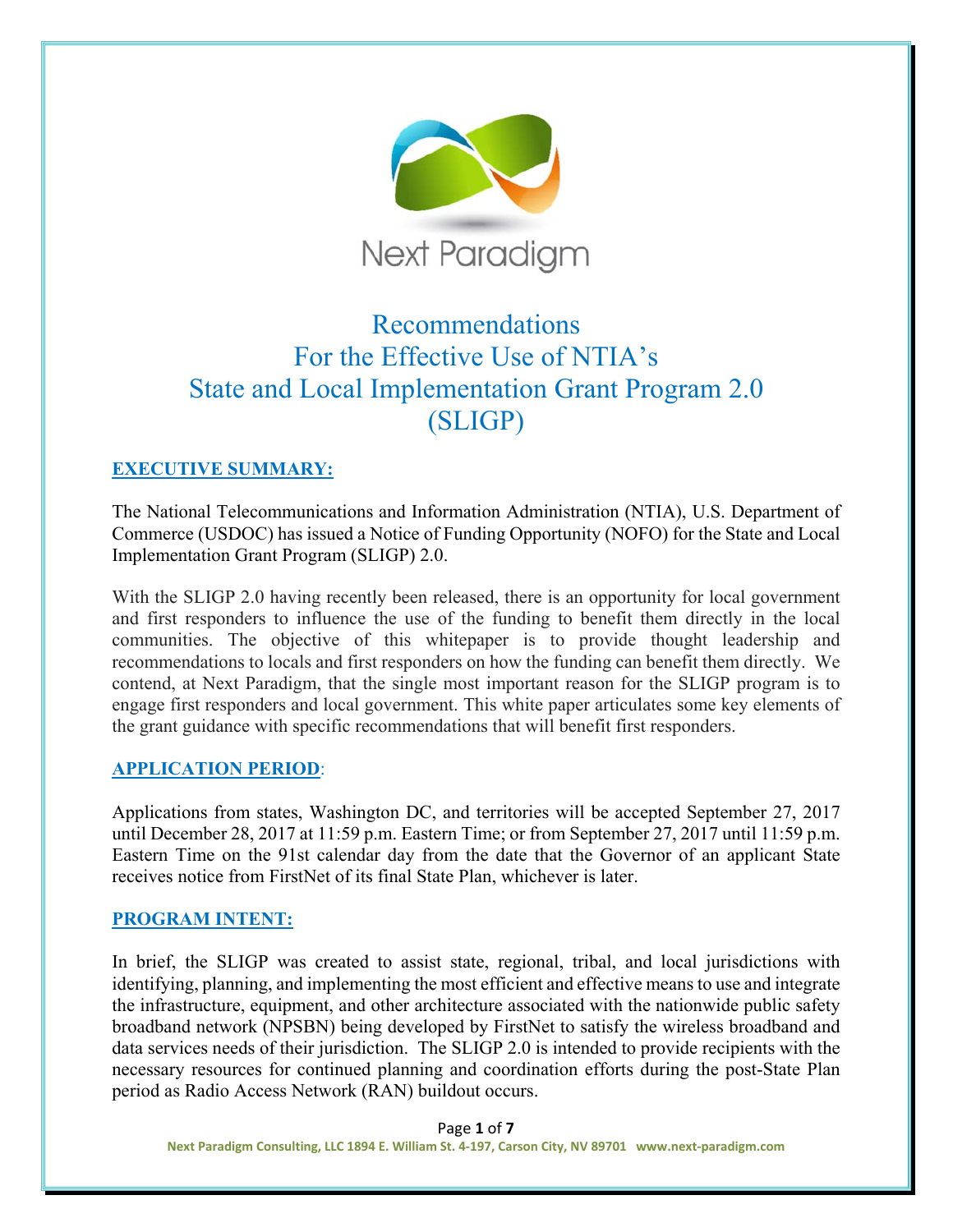Next Paradigm

# Recommendations For the Effective Use of NTIA's State and Local Implementation Grant Program 2.0 (SLIGP)

## EXECUTIVE SUMMARY:

The National Telecommunications and Information Administration (NTIA), U.S. Department of Commerce (USDOC) has issued a Notice of Funding Opportunity (NOFO) for the State and Local Implementation Grant Program (SLIGP) 2.0.

With the SLIGP 2.0 having recently been released, there is an opportunity for local government and first responders to influence the use of the funding to benefit them directly in the local communities. The objective of this whitepaper is to provide thought leadership and recommendations to locals and first responders on how the funding can benefit them directly. We contend, at Next Paradigm, that the single most important reason for the SLIGP program is to engage first responders and local government. This white paper articulates some key elements of the grant guidance with specific recommendations that will benefit first responders.

## APPLICATION PERIOD:

Applications from states, Washington DC, and territories will be accepted September 27, 2017 until December 28, 2017 at 11:59 p.m. Eastern Time; or from September 27, 2017 until 11:59 p.m. Eastern Time on the 91st calendar day from the date that the Governor of an applicant State receives notice from FirstNet of its final State Plan, whichever is later.

## PROGRAM INTENT:

In brief, the SLIGP was created to assist state, regional, tribal, and local jurisdictions with identifying, planning, and implementing the most efficient and effective means to use and integrate the infrastructure, equipment, and other architecture associated with the nationwide public safety broadband network (NPSBN) being developed by FirstNet to satisfy the wireless broadband and data services needs of their jurisdiction. The SLIGP 2.0 is intended to provide recipients with the necessary resources for continued planning and coordination efforts during the post-State Plan period as Radio Access Network (RAN) buildout occurs.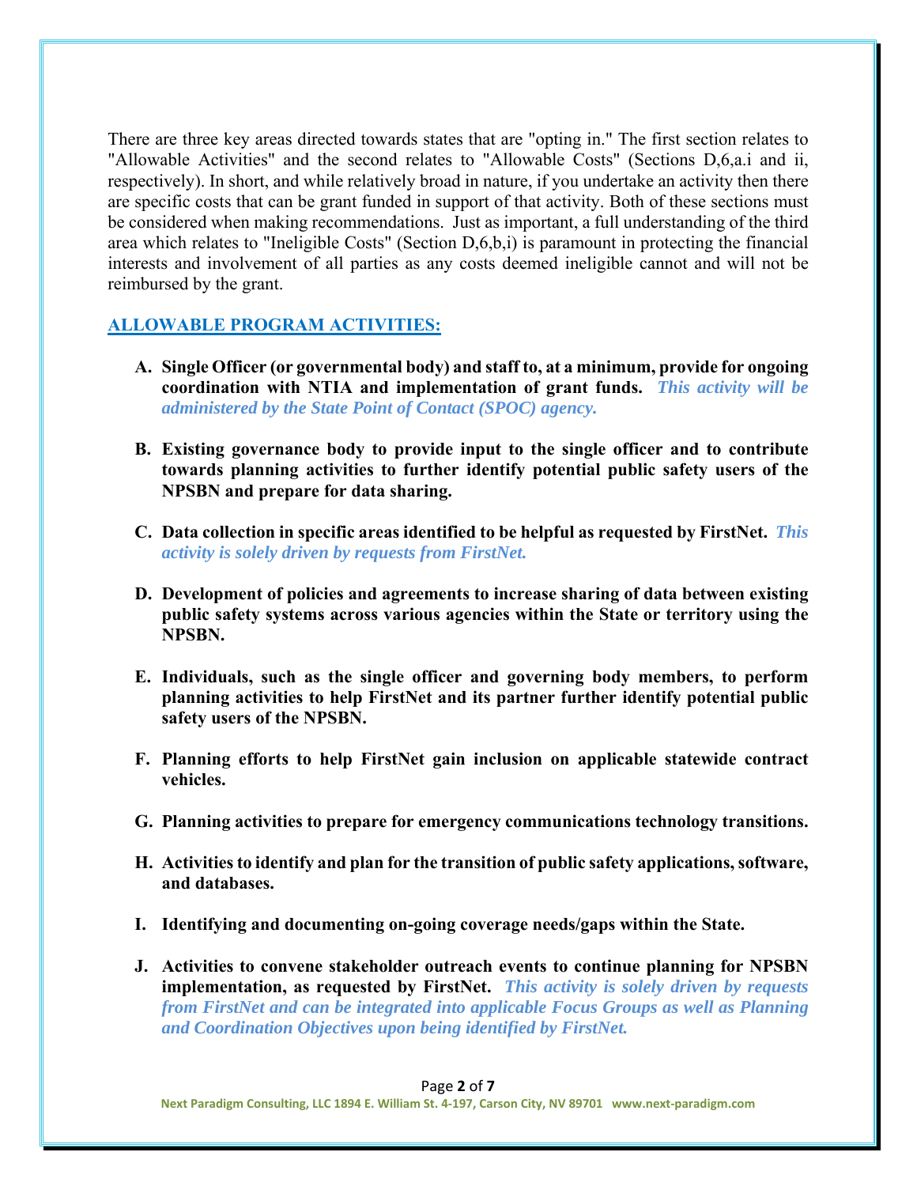There are three key areas directed towards states that are "opting in." The first section relates to "Allowable Activities" and the second relates to "Allowable Costs" (Sections D,6,a.i and ii, respectively). In short, and while relatively broad in nature, if you undertake an activity then there are specific costs that can be grant funded in support of that activity. Both of these sections must be considered when making recommendations. Just as important, a full understanding of the third area which relates to "Ineligible Costs" (Section D,6,b,i) is paramount in protecting the financial interests and involvement of all parties as any costs deemed ineligible cannot and will not be reimbursed by the grant.

## ALLOWABLE PROGRAM ACTIVITIES:

A. **Single Officer (or governmental body) and staff to, at a minimum, provide for ongoing coordination with NTIA and implementation of grant funds.** ***This activity will be administered by the State Point of Contact (SPOC) agency.***

B. **Existing governance body to provide input to the single officer and to contribute towards planning activities to further identify potential public safety users of the NPSBN and prepare for data sharing.**

C. **Data collection in specific areas identified to be helpful as requested by FirstNet.** ***This activity is solely driven by requests from FirstNet.***

D. **Development of policies and agreements to increase sharing of data between existing public safety systems across various agencies within the State or territory using the NPSBN.**

E. **Individuals, such as the single officer and governing body members, to perform planning activities to help FirstNet and its partner further identify potential public safety users of the NPSBN.**

F. **Planning efforts to help FirstNet gain inclusion on applicable statewide contract vehicles.**

G. **Planning activities to prepare for emergency communications technology transitions.**

H. **Activities to identify and plan for the transition of public safety applications, software, and databases.**

I. **Identifying and documenting on-going coverage needs/gaps within the State.**

J. **Activities to convene stakeholder outreach events to continue planning for NPSBN implementation, as requested by FirstNet.** ***This activity is solely driven by requests from FirstNet and can be integrated into applicable Focus Groups as well as Planning and Coordination Objectives upon being identified by FirstNet.***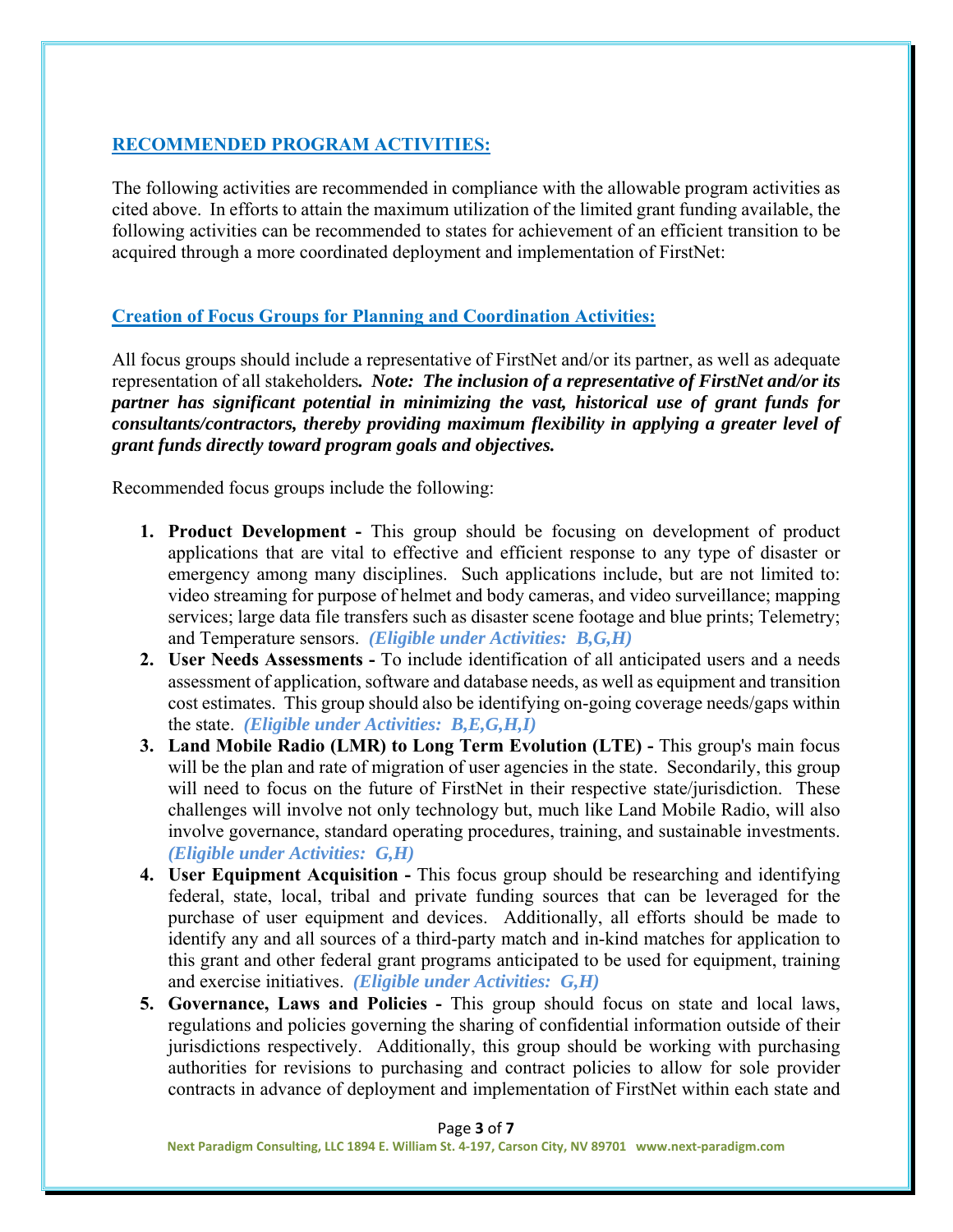## RECOMMENDED PROGRAM ACTIVITIES:

The following activities are recommended in compliance with the allowable program activities as cited above. In efforts to attain the maximum utilization of the limited grant funding available, the following activities can be recommended to states for achievement of an efficient transition to be acquired through a more coordinated deployment and implementation of FirstNet:

### Creation of Focus Groups for Planning and Coordination Activities:

All focus groups should include a representative of FirstNet and/or its partner, as well as adequate representation of all stakeholders***. Note: The inclusion of a representative of FirstNet and/or its partner has significant potential in minimizing the vast, historical use of grant funds for consultants/contractors, thereby providing maximum flexibility in applying a greater level of grant funds directly toward program goals and objectives.***

Recommended focus groups include the following:

1. **Product Development -** This group should be focusing on development of product applications that are vital to effective and efficient response to any type of disaster or emergency among many disciplines. Such applications include, but are not limited to: video streaming for purpose of helmet and body cameras, and video surveillance; mapping services; large data file transfers such as disaster scene footage and blue prints; Telemetry; and Temperature sensors. ***(Eligible under Activities: B,G,H)***
2. **User Needs Assessments -** To include identification of all anticipated users and a needs assessment of application, software and database needs, as well as equipment and transition cost estimates. This group should also be identifying on-going coverage needs/gaps within the state. ***(Eligible under Activities: B,E,G,H,I)***
3. **Land Mobile Radio (LMR) to Long Term Evolution (LTE) -** This group's main focus will be the plan and rate of migration of user agencies in the state. Secondarily, this group will need to focus on the future of FirstNet in their respective state/jurisdiction. These challenges will involve not only technology but, much like Land Mobile Radio, will also involve governance, standard operating procedures, training, and sustainable investments. ***(Eligible under Activities: G,H)***
4. **User Equipment Acquisition -** This focus group should be researching and identifying federal, state, local, tribal and private funding sources that can be leveraged for the purchase of user equipment and devices. Additionally, all efforts should be made to identify any and all sources of a third-party match and in-kind matches for application to this grant and other federal grant programs anticipated to be used for equipment, training and exercise initiatives. ***(Eligible under Activities: G,H)***
5. **Governance, Laws and Policies -** This group should focus on state and local laws, regulations and policies governing the sharing of confidential information outside of their jurisdictions respectively. Additionally, this group should be working with purchasing authorities for revisions to purchasing and contract policies to allow for sole provider contracts in advance of deployment and implementation of FirstNet within each state and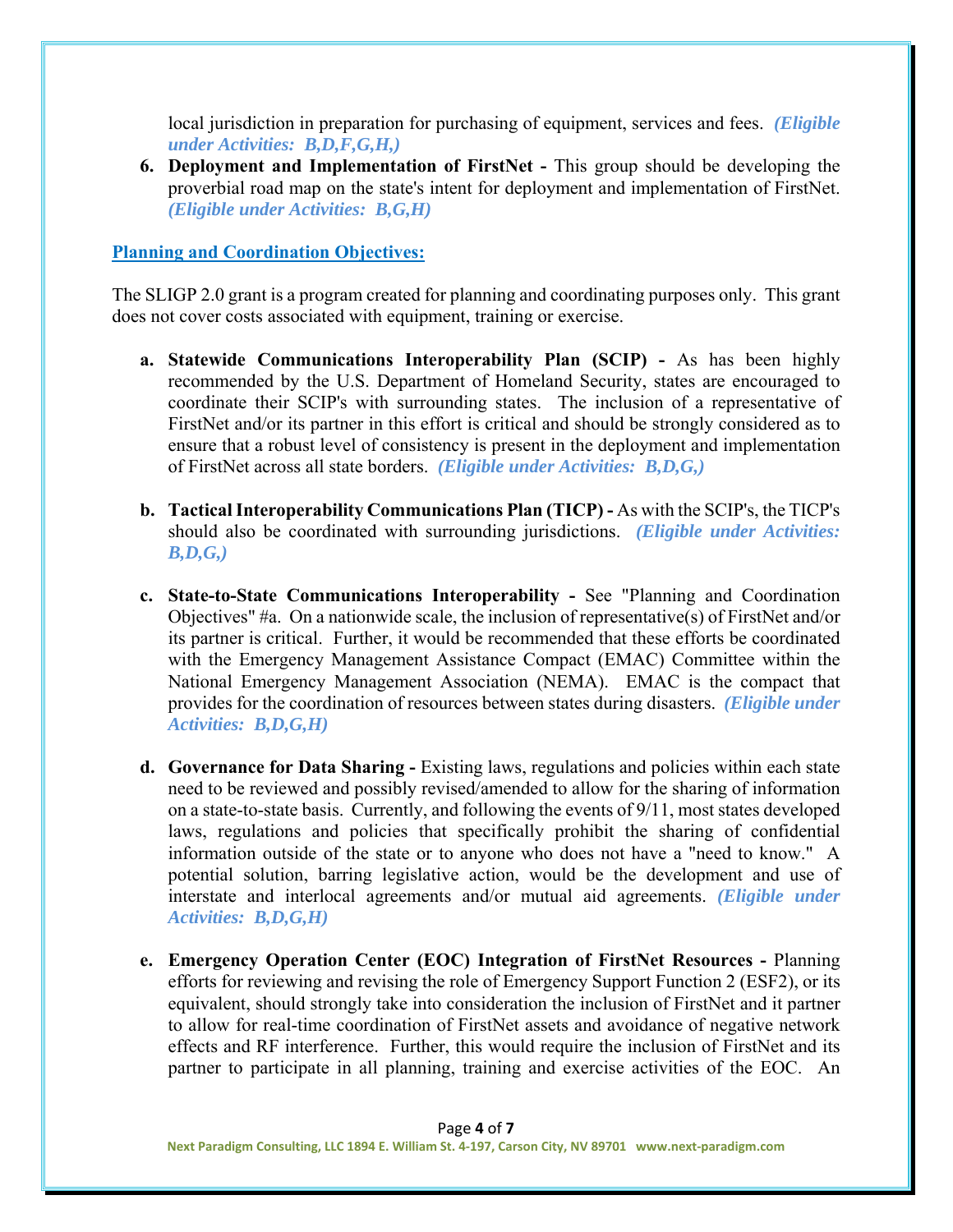local jurisdiction in preparation for purchasing of equipment, services and fees. ***(Eligible under Activities: B,D,F,G,H,)***

6. **Deployment and Implementation of FirstNet -** This group should be developing the proverbial road map on the state's intent for deployment and implementation of FirstNet. ***(Eligible under Activities: B,G,H)***

## Planning and Coordination Objectives:

The SLIGP 2.0 grant is a program created for planning and coordinating purposes only. This grant does not cover costs associated with equipment, training or exercise.

a. **Statewide Communications Interoperability Plan (SCIP) -** As has been highly recommended by the U.S. Department of Homeland Security, states are encouraged to coordinate their SCIP's with surrounding states. The inclusion of a representative of FirstNet and/or its partner in this effort is critical and should be strongly considered as to ensure that a robust level of consistency is present in the deployment and implementation of FirstNet across all state borders. ***(Eligible under Activities: B,D,G,)***

b. **Tactical Interoperability Communications Plan (TICP) -** As with the SCIP's, the TICP's should also be coordinated with surrounding jurisdictions. ***(Eligible under Activities: B,D,G,)***

c. **State-to-State Communications Interoperability -** See "Planning and Coordination Objectives" #a. On a nationwide scale, the inclusion of representative(s) of FirstNet and/or its partner is critical. Further, it would be recommended that these efforts be coordinated with the Emergency Management Assistance Compact (EMAC) Committee within the National Emergency Management Association (NEMA). EMAC is the compact that provides for the coordination of resources between states during disasters. ***(Eligible under Activities: B,D,G,H)***

d. **Governance for Data Sharing -** Existing laws, regulations and policies within each state need to be reviewed and possibly revised/amended to allow for the sharing of information on a state-to-state basis. Currently, and following the events of 9/11, most states developed laws, regulations and policies that specifically prohibit the sharing of confidential information outside of the state or to anyone who does not have a "need to know." A potential solution, barring legislative action, would be the development and use of interstate and interlocal agreements and/or mutual aid agreements. ***(Eligible under Activities: B,D,G,H)***

e. **Emergency Operation Center (EOC) Integration of FirstNet Resources -** Planning efforts for reviewing and revising the role of Emergency Support Function 2 (ESF2), or its equivalent, should strongly take into consideration the inclusion of FirstNet and it partner to allow for real-time coordination of FirstNet assets and avoidance of negative network effects and RF interference. Further, this would require the inclusion of FirstNet and its partner to participate in all planning, training and exercise activities of the EOC. An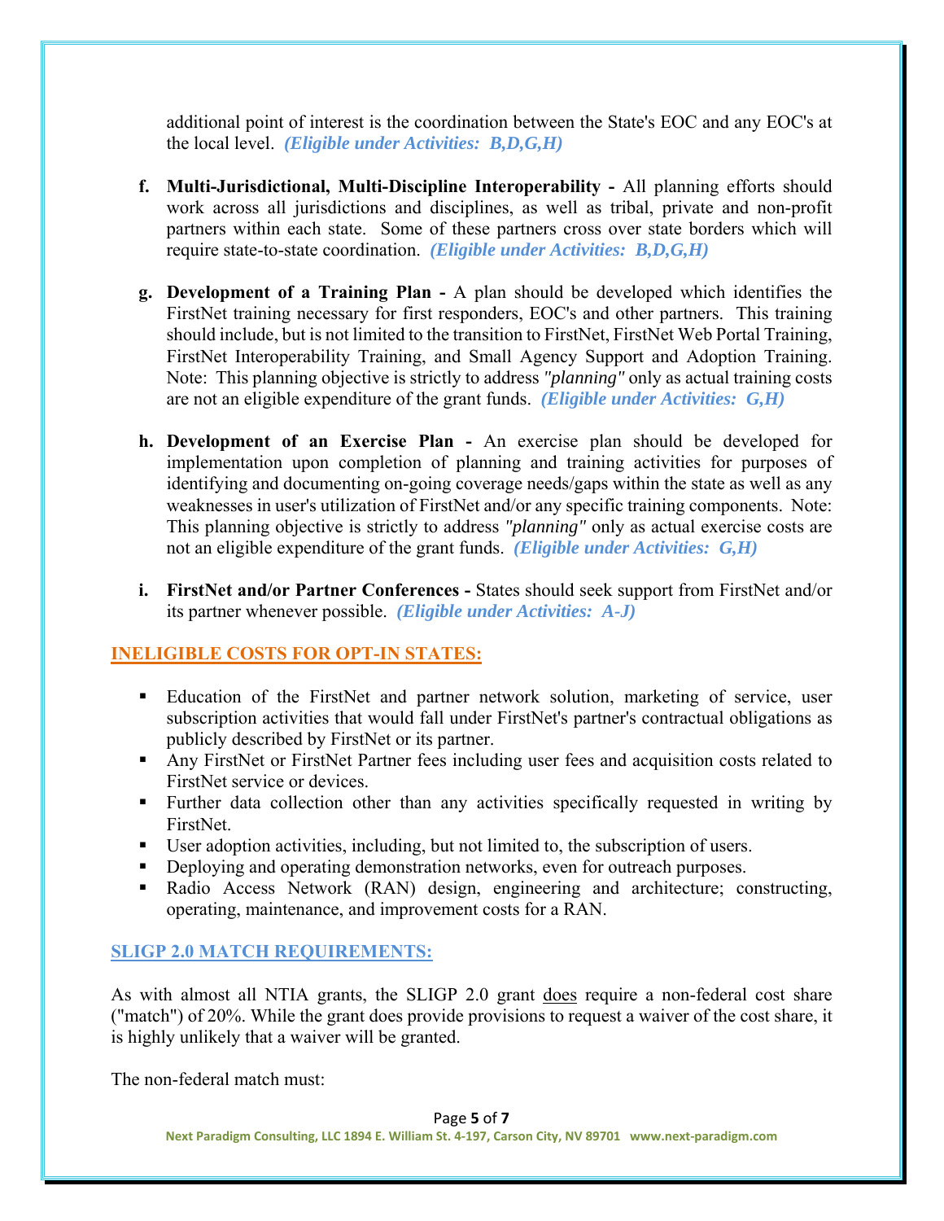additional point of interest is the coordination between the State's EOC and any EOC's at the local level. ***(Eligible under Activities: B,D,G,H)***

f. **Multi-Jurisdictional, Multi-Discipline Interoperability -** All planning efforts should work across all jurisdictions and disciplines, as well as tribal, private and non-profit partners within each state. Some of these partners cross over state borders which will require state-to-state coordination. ***(Eligible under Activities: B,D,G,H)***

g. **Development of a Training Plan -** A plan should be developed which identifies the FirstNet training necessary for first responders, EOC's and other partners. This training should include, but is not limited to the transition to FirstNet, FirstNet Web Portal Training, FirstNet Interoperability Training, and Small Agency Support and Adoption Training. Note: This planning objective is strictly to address *"planning"* only as actual training costs are not an eligible expenditure of the grant funds. ***(Eligible under Activities: G,H)***

h. **Development of an Exercise Plan -** An exercise plan should be developed for implementation upon completion of planning and training activities for purposes of identifying and documenting on-going coverage needs/gaps within the state as well as any weaknesses in user's utilization of FirstNet and/or any specific training components. Note: This planning objective is strictly to address *"planning"* only as actual exercise costs are not an eligible expenditure of the grant funds. ***(Eligible under Activities: G,H)***

i. **FirstNet and/or Partner Conferences -** States should seek support from FirstNet and/or its partner whenever possible. ***(Eligible under Activities: A-J)***

## INELIGIBLE COSTS FOR OPT-IN STATES:

- Education of the FirstNet and partner network solution, marketing of service, user subscription activities that would fall under FirstNet's partner's contractual obligations as publicly described by FirstNet or its partner.
- Any FirstNet or FirstNet Partner fees including user fees and acquisition costs related to FirstNet service or devices.
- Further data collection other than any activities specifically requested in writing by FirstNet.
- User adoption activities, including, but not limited to, the subscription of users.
- Deploying and operating demonstration networks, even for outreach purposes.
- Radio Access Network (RAN) design, engineering and architecture; constructing, operating, maintenance, and improvement costs for a RAN.

## SLIGP 2.0 MATCH REQUIREMENTS:

As with almost all NTIA grants, the SLIGP 2.0 grant does require a non-federal cost share ("match") of 20%. While the grant does provide provisions to request a waiver of the cost share, it is highly unlikely that a waiver will be granted.

The non-federal match must: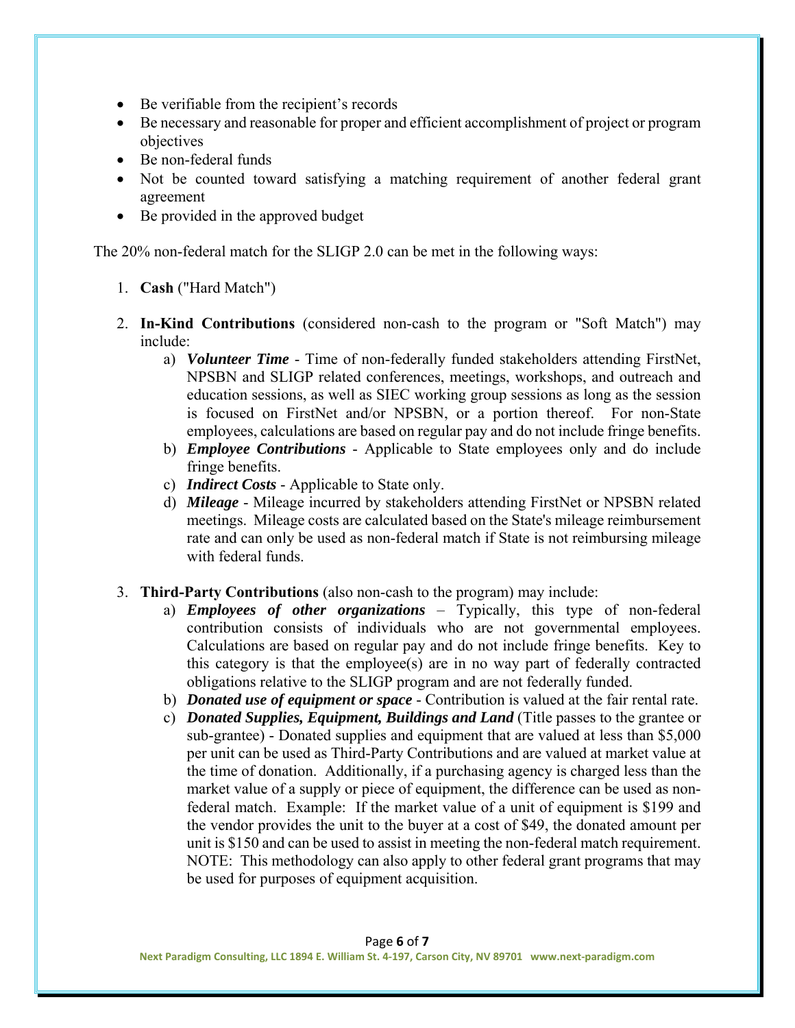- Be verifiable from the recipient's records
- Be necessary and reasonable for proper and efficient accomplishment of project or program objectives
- Be non-federal funds
- Not be counted toward satisfying a matching requirement of another federal grant agreement
- Be provided in the approved budget

The 20% non-federal match for the SLIGP 2.0 can be met in the following ways:

1. **Cash** ("Hard Match")

2. **In-Kind Contributions** (considered non-cash to the program or "Soft Match") may include:
   a) ***Volunteer Time*** - Time of non-federally funded stakeholders attending FirstNet, NPSBN and SLIGP related conferences, meetings, workshops, and outreach and education sessions, as well as SIEC working group sessions as long as the session is focused on FirstNet and/or NPSBN, or a portion thereof. For non-State employees, calculations are based on regular pay and do not include fringe benefits.
   b) ***Employee Contributions*** - Applicable to State employees only and do include fringe benefits.
   c) ***Indirect Costs*** - Applicable to State only.
   d) ***Mileage*** - Mileage incurred by stakeholders attending FirstNet or NPSBN related meetings. Mileage costs are calculated based on the State's mileage reimbursement rate and can only be used as non-federal match if State is not reimbursing mileage with federal funds.

3. **Third-Party Contributions** (also non-cash to the program) may include:
   a) ***Employees of other organizations*** – Typically, this type of non-federal contribution consists of individuals who are not governmental employees. Calculations are based on regular pay and do not include fringe benefits. Key to this category is that the employee(s) are in no way part of federally contracted obligations relative to the SLIGP program and are not federally funded.
   b) ***Donated use of equipment or space*** - Contribution is valued at the fair rental rate.
   c) ***Donated Supplies, Equipment, Buildings and Land*** (Title passes to the grantee or sub-grantee) - Donated supplies and equipment that are valued at less than $5,000 per unit can be used as Third-Party Contributions and are valued at market value at the time of donation. Additionally, if a purchasing agency is charged less than the market value of a supply or piece of equipment, the difference can be used as non-federal match. Example: If the market value of a unit of equipment is $199 and the vendor provides the unit to the buyer at a cost of $49, the donated amount per unit is $150 and can be used to assist in meeting the non-federal match requirement. NOTE: This methodology can also apply to other federal grant programs that may be used for purposes of equipment acquisition.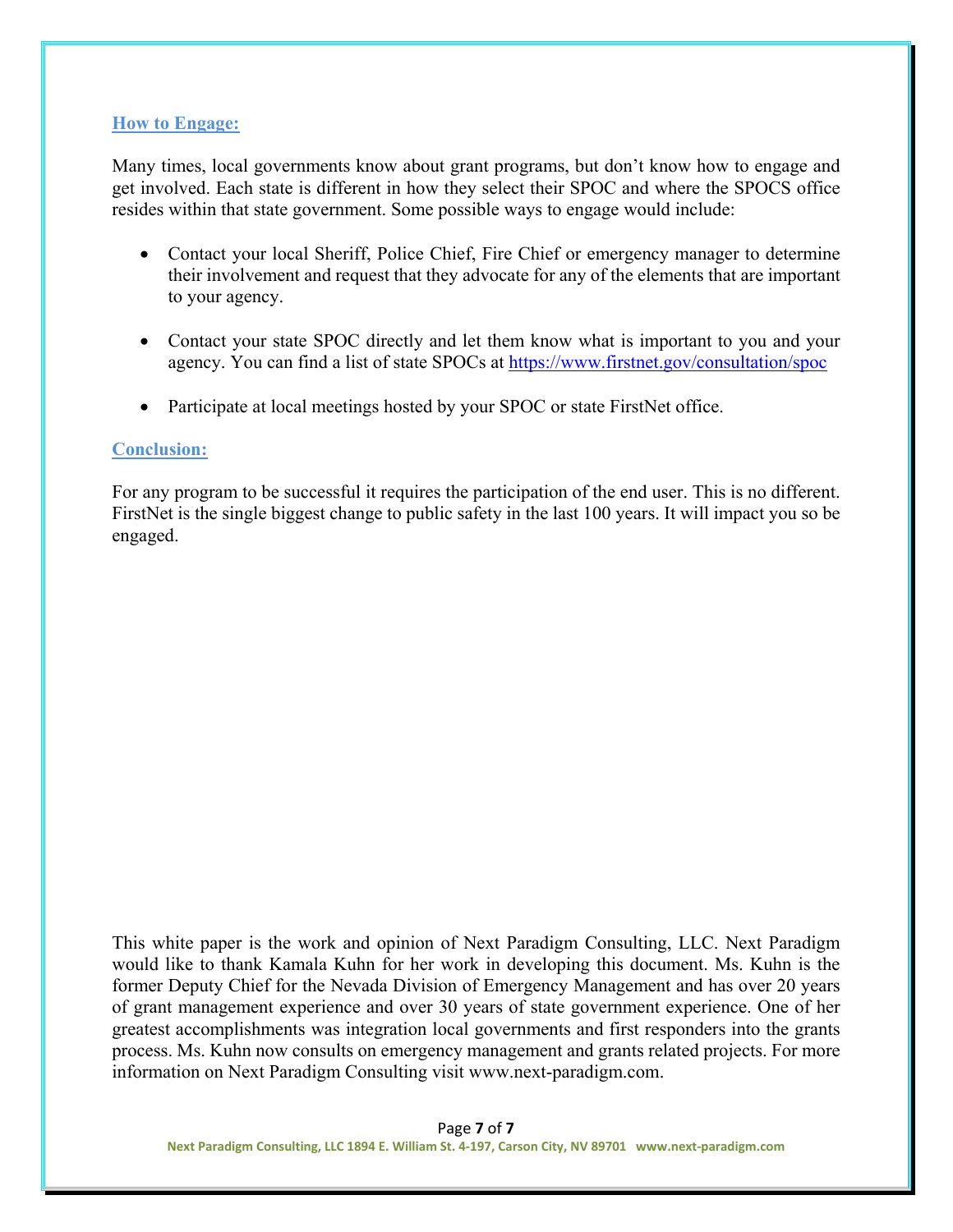## How to Engage:

Many times, local governments know about grant programs, but don't know how to engage and get involved. Each state is different in how they select their SPOC and where the SPOCS office resides within that state government. Some possible ways to engage would include:

- Contact your local Sheriff, Police Chief, Fire Chief or emergency manager to determine their involvement and request that they advocate for any of the elements that are important to your agency.

- Contact your state SPOC directly and let them know what is important to you and your agency. You can find a list of state SPOCs at https://www.firstnet.gov/consultation/spoc

- Participate at local meetings hosted by your SPOC or state FirstNet office.

## Conclusion:

For any program to be successful it requires the participation of the end user. This is no different. FirstNet is the single biggest change to public safety in the last 100 years. It will impact you so be engaged.

This white paper is the work and opinion of Next Paradigm Consulting, LLC. Next Paradigm would like to thank Kamala Kuhn for her work in developing this document. Ms. Kuhn is the former Deputy Chief for the Nevada Division of Emergency Management and has over 20 years of grant management experience and over 30 years of state government experience. One of her greatest accomplishments was integration local governments and first responders into the grants process. Ms. Kuhn now consults on emergency management and grants related projects. For more information on Next Paradigm Consulting visit www.next-paradigm.com.